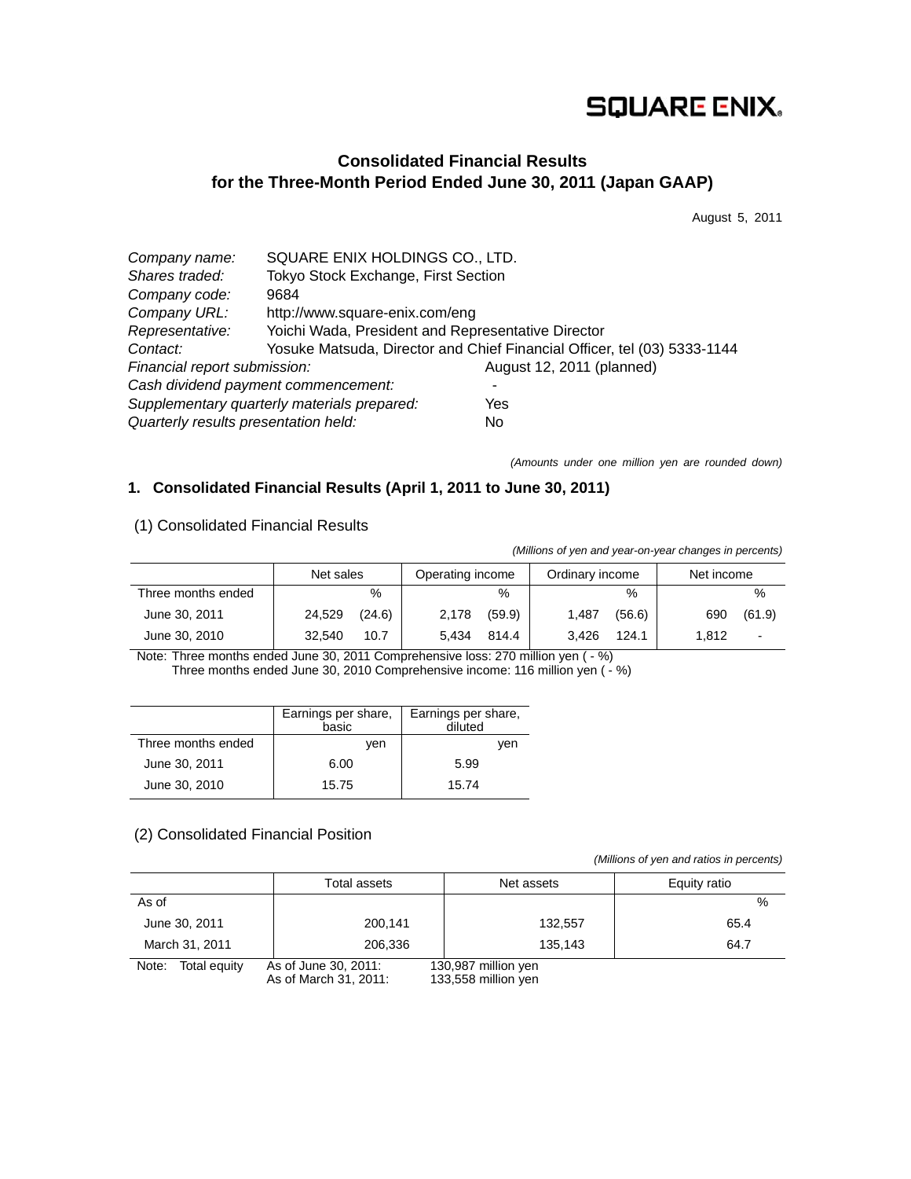SQUARE ENIX

# Consolidated Financial Results for the Three-Month Period Ended June 30, 2011 (Japan GAAP)

August 5, 2011

| | |
|---|---|
| *Company name:* | SQUARE ENIX HOLDINGS CO., LTD. |
| *Shares traded:* | Tokyo Stock Exchange, First Section |
| *Company code:* | 9684 |
| *Company URL:* | http://www.square-enix.com/eng |
| *Representative:* | Yoichi Wada, President and Representative Director |
| *Contact:* | Yosuke Matsuda, Director and Chief Financial Officer, tel (03) 5333-1144 |
| *Financial report submission:* | August 12, 2011 (planned) |
| *Cash dividend payment commencement:* | - |
| *Supplementary quarterly materials prepared:* | Yes |
| *Quarterly results presentation held:* | No |

*(Amounts under one million yen are rounded down)*

## 1. Consolidated Financial Results (April 1, 2011 to June 30, 2011)

### (1) Consolidated Financial Results

*(Millions of yen and year-on-year changes in percents)*

| | Net sales | | Operating income | | Ordinary income | | Net income | |
|---|---|---|---|---|---|---|---|---|
| Three months ended | | % | | % | | % | | % |
| June 30, 2011 | 24,529 | (24.6) | 2,178 | (59.9) | 1,487 | (56.6) | 690 | (61.9) |
| June 30, 2010 | 32,540 | 10.7 | 5,434 | 814.4 | 3,426 | 124.1 | 1,812 | - |

Note: Three months ended June 30, 2011 Comprehensive loss: 270 million yen ( - %)
Three months ended June 30, 2010 Comprehensive income: 116 million yen ( - %)

| | Earnings per share, basic | Earnings per share, diluted |
|---|---|---|
| Three months ended | yen | yen |
| June 30, 2011 | 6.00 | 5.99 |
| June 30, 2010 | 15.75 | 15.74 |

### (2) Consolidated Financial Position

*(Millions of yen and ratios in percents)*

| | Total assets | Net assets | Equity ratio |
|---|---|---|---|
| As of | | | % |
| June 30, 2011 | 200,141 | 132,557 | 65.4 |
| March 31, 2011 | 206,336 | 135,143 | 64.7 |

Note: Total equity
As of June 30, 2011: 130,987 million yen
As of March 31, 2011: 133,558 million yen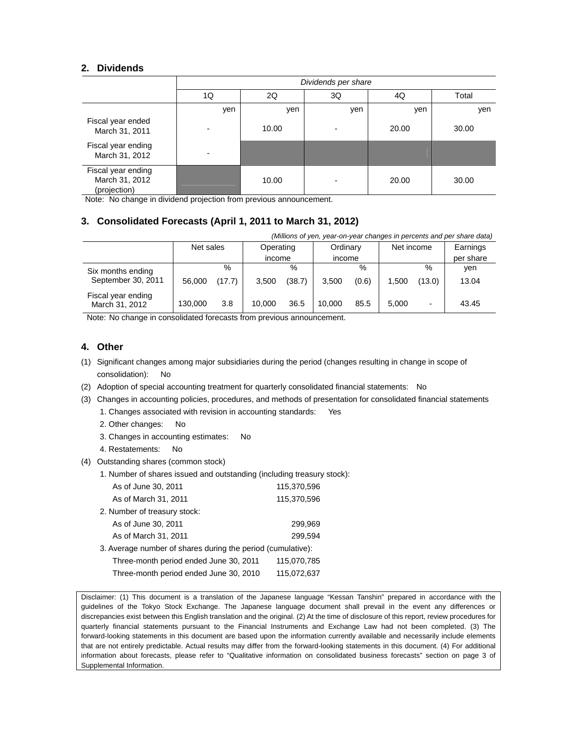## 2. Dividends

| | *Dividends per share* | | | | |
|---|---|---|---|---|---|
| | 1Q | 2Q | 3Q | 4Q | Total |
| | yen | yen | yen | yen | yen |
| Fiscal year ended March 31, 2011 | - | 10.00 | - | 20.00 | 30.00 |
| Fiscal year ending March 31, 2012 | - | | | | |
| Fiscal year ending March 31, 2012 (projection) | | 10.00 | - | 20.00 | 30.00 |

Note: No change in dividend projection from previous announcement.

## 3. Consolidated Forecasts (April 1, 2011 to March 31, 2012)

*(Millions of yen, year-on-year changes in percents and per share data)*

| | Net sales | | Operating income | | Ordinary income | | Net income | | Earnings per share |
|---|---|---|---|---|---|---|---|---|---|
| | | % | | % | | % | | % | yen |
| Six months ending September 30, 2011 | 56,000 | (17.7) | 3,500 | (38.7) | 3,500 | (0.6) | 1,500 | (13.0) | 13.04 |
| Fiscal year ending March 31, 2012 | 130,000 | 3.8 | 10,000 | 36.5 | 10,000 | 85.5 | 5,000 | - | 43.45 |

Note: No change in consolidated forecasts from previous announcement.

## 4. Other

(1) Significant changes among major subsidiaries during the period (changes resulting in change in scope of consolidation): No

(2) Adoption of special accounting treatment for quarterly consolidated financial statements: No

(3) Changes in accounting policies, procedures, and methods of presentation for consolidated financial statements

1. Changes associated with revision in accounting standards: Yes
2. Other changes: No
3. Changes in accounting estimates: No
4. Restatements: No

(4) Outstanding shares (common stock)

1. Number of shares issued and outstanding (including treasury stock):

| | |
|---|---|
| As of June 30, 2011 | 115,370,596 |
| As of March 31, 2011 | 115,370,596 |

2. Number of treasury stock:

| | |
|---|---|
| As of June 30, 2011 | 299,969 |
| As of March 31, 2011 | 299,594 |

3. Average number of shares during the period (cumulative):

| | |
|---|---|
| Three-month period ended June 30, 2011 | 115,070,785 |
| Three-month period ended June 30, 2010 | 115,072,637 |

Disclaimer: (1) This document is a translation of the Japanese language "Kessan Tanshin" prepared in accordance with the guidelines of the Tokyo Stock Exchange. The Japanese language document shall prevail in the event any differences or discrepancies exist between this English translation and the original. (2) At the time of disclosure of this report, review procedures for quarterly financial statements pursuant to the Financial Instruments and Exchange Law had not been completed. (3) The forward-looking statements in this document are based upon the information currently available and necessarily include elements that are not entirely predictable. Actual results may differ from the forward-looking statements in this document. (4) For additional information about forecasts, please refer to "Qualitative information on consolidated business forecasts" section on page 3 of Supplemental Information.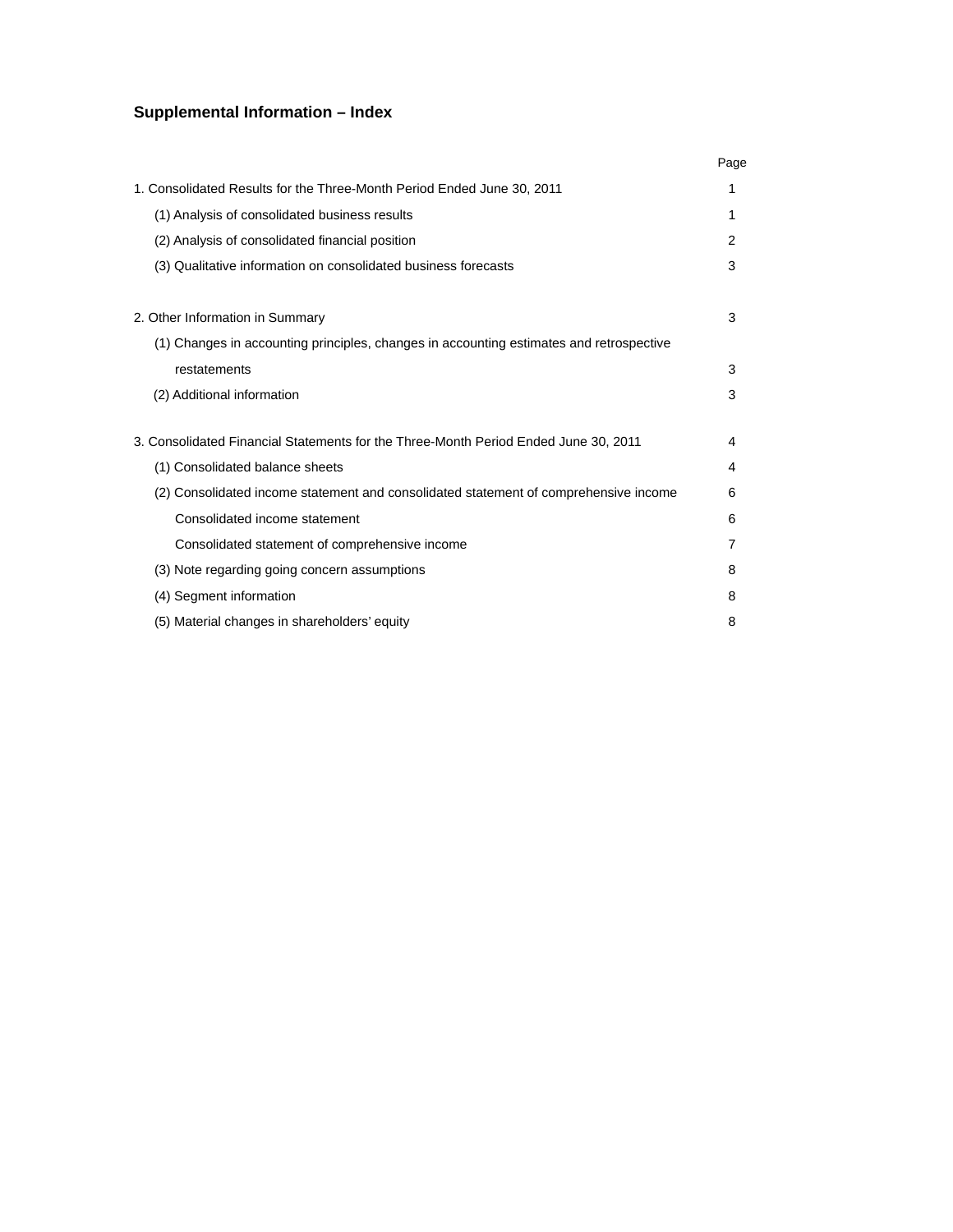## Supplemental Information – Index

| | Page |
|---|---|
| 1. Consolidated Results for the Three-Month Period Ended June 30, 2011 | 1 |
| (1) Analysis of consolidated business results | 1 |
| (2) Analysis of consolidated financial position | 2 |
| (3) Qualitative information on consolidated business forecasts | 3 |
| | |
| 2. Other Information in Summary | 3 |
| (1) Changes in accounting principles, changes in accounting estimates and retrospective restatements | 3 |
| (2) Additional information | 3 |
| | |
| 3. Consolidated Financial Statements for the Three-Month Period Ended June 30, 2011 | 4 |
| (1) Consolidated balance sheets | 4 |
| (2) Consolidated income statement and consolidated statement of comprehensive income | 6 |
| Consolidated income statement | 6 |
| Consolidated statement of comprehensive income | 7 |
| (3) Note regarding going concern assumptions | 8 |
| (4) Segment information | 8 |
| (5) Material changes in shareholders' equity | 8 |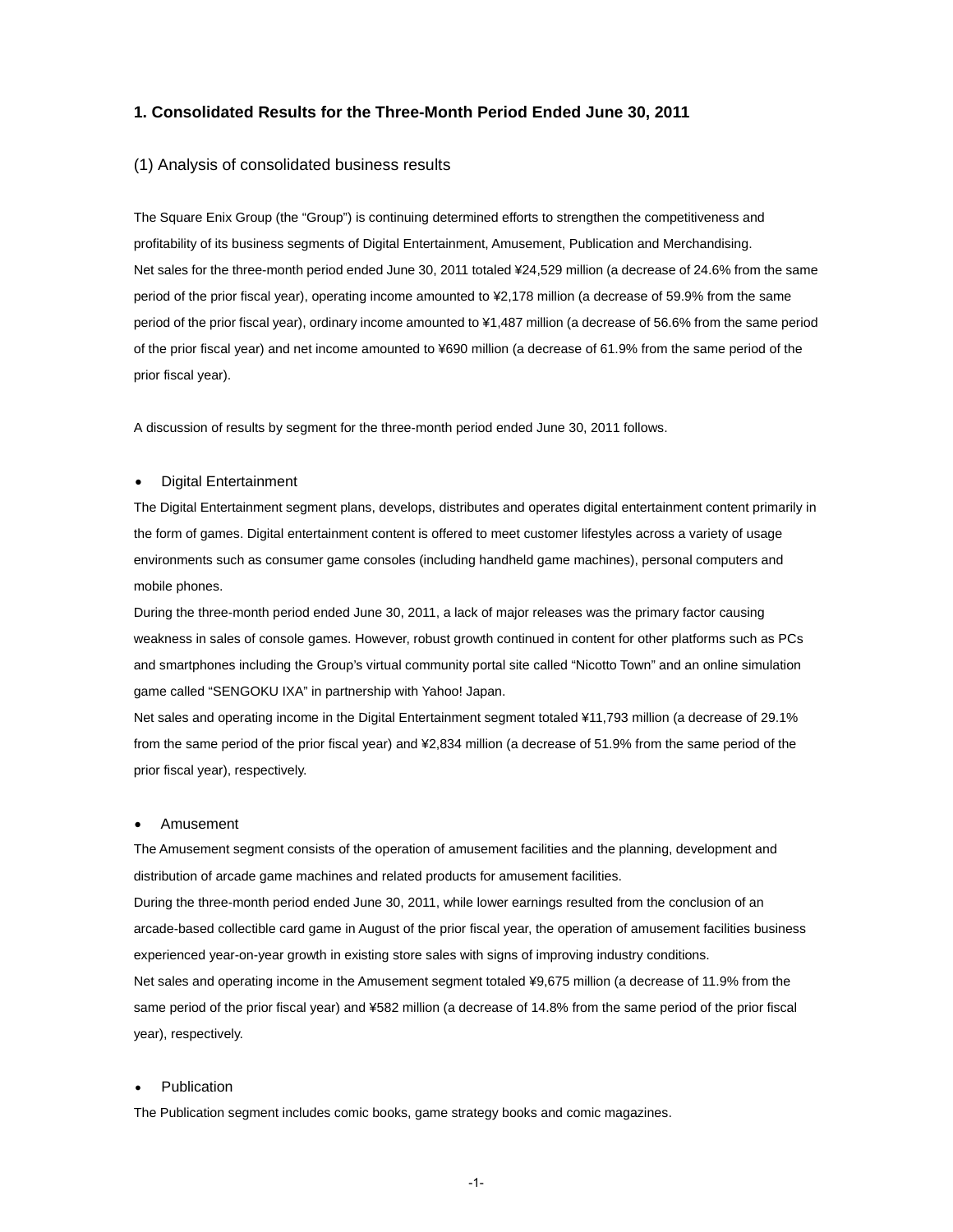## 1. Consolidated Results for the Three-Month Period Ended June 30, 2011

### (1) Analysis of consolidated business results

The Square Enix Group (the "Group") is continuing determined efforts to strengthen the competitiveness and profitability of its business segments of Digital Entertainment, Amusement, Publication and Merchandising.
Net sales for the three-month period ended June 30, 2011 totaled ¥24,529 million (a decrease of 24.6% from the same period of the prior fiscal year), operating income amounted to ¥2,178 million (a decrease of 59.9% from the same period of the prior fiscal year), ordinary income amounted to ¥1,487 million (a decrease of 56.6% from the same period of the prior fiscal year) and net income amounted to ¥690 million (a decrease of 61.9% from the same period of the prior fiscal year).

A discussion of results by segment for the three-month period ended June 30, 2011 follows.

- Digital Entertainment

The Digital Entertainment segment plans, develops, distributes and operates digital entertainment content primarily in the form of games. Digital entertainment content is offered to meet customer lifestyles across a variety of usage environments such as consumer game consoles (including handheld game machines), personal computers and mobile phones.
During the three-month period ended June 30, 2011, a lack of major releases was the primary factor causing weakness in sales of console games. However, robust growth continued in content for other platforms such as PCs and smartphones including the Group's virtual community portal site called "Nicotto Town" and an online simulation game called "SENGOKU IXA" in partnership with Yahoo! Japan.
Net sales and operating income in the Digital Entertainment segment totaled ¥11,793 million (a decrease of 29.1% from the same period of the prior fiscal year) and ¥2,834 million (a decrease of 51.9% from the same period of the prior fiscal year), respectively.

- Amusement

The Amusement segment consists of the operation of amusement facilities and the planning, development and distribution of arcade game machines and related products for amusement facilities.
During the three-month period ended June 30, 2011, while lower earnings resulted from the conclusion of an arcade-based collectible card game in August of the prior fiscal year, the operation of amusement facilities business experienced year-on-year growth in existing store sales with signs of improving industry conditions.
Net sales and operating income in the Amusement segment totaled ¥9,675 million (a decrease of 11.9% from the same period of the prior fiscal year) and ¥582 million (a decrease of 14.8% from the same period of the prior fiscal year), respectively.

- Publication

The Publication segment includes comic books, game strategy books and comic magazines.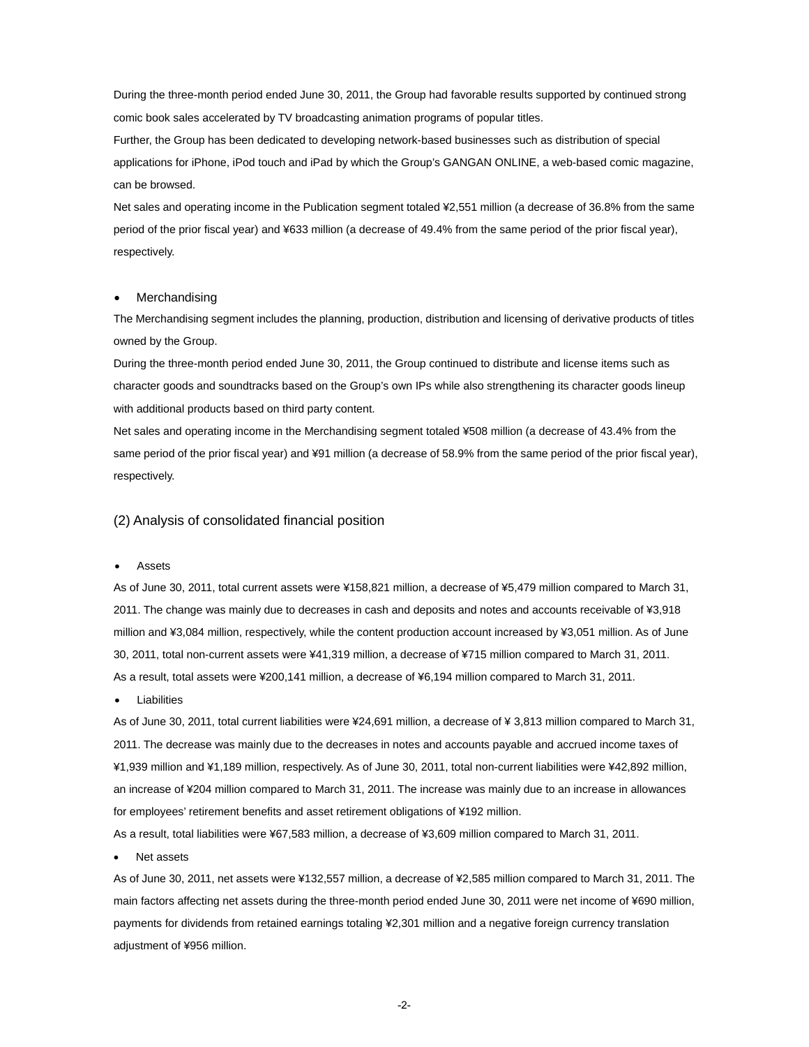During the three-month period ended June 30, 2011, the Group had favorable results supported by continued strong comic book sales accelerated by TV broadcasting animation programs of popular titles.

Further, the Group has been dedicated to developing network-based businesses such as distribution of special applications for iPhone, iPod touch and iPad by which the Group's GANGAN ONLINE, a web-based comic magazine, can be browsed.

Net sales and operating income in the Publication segment totaled ¥2,551 million (a decrease of 36.8% from the same period of the prior fiscal year) and ¥633 million (a decrease of 49.4% from the same period of the prior fiscal year), respectively.

- Merchandising

The Merchandising segment includes the planning, production, distribution and licensing of derivative products of titles owned by the Group.

During the three-month period ended June 30, 2011, the Group continued to distribute and license items such as character goods and soundtracks based on the Group's own IPs while also strengthening its character goods lineup with additional products based on third party content.

Net sales and operating income in the Merchandising segment totaled ¥508 million (a decrease of 43.4% from the same period of the prior fiscal year) and ¥91 million (a decrease of 58.9% from the same period of the prior fiscal year), respectively.

## (2) Analysis of consolidated financial position

- Assets

As of June 30, 2011, total current assets were ¥158,821 million, a decrease of ¥5,479 million compared to March 31, 2011. The change was mainly due to decreases in cash and deposits and notes and accounts receivable of ¥3,918 million and ¥3,084 million, respectively, while the content production account increased by ¥3,051 million. As of June 30, 2011, total non-current assets were ¥41,319 million, a decrease of ¥715 million compared to March 31, 2011.
As a result, total assets were ¥200,141 million, a decrease of ¥6,194 million compared to March 31, 2011.

- Liabilities

As of June 30, 2011, total current liabilities were ¥24,691 million, a decrease of ¥ 3,813 million compared to March 31, 2011. The decrease was mainly due to the decreases in notes and accounts payable and accrued income taxes of ¥1,939 million and ¥1,189 million, respectively. As of June 30, 2011, total non-current liabilities were ¥42,892 million, an increase of ¥204 million compared to March 31, 2011. The increase was mainly due to an increase in allowances for employees' retirement benefits and asset retirement obligations of ¥192 million.
As a result, total liabilities were ¥67,583 million, a decrease of ¥3,609 million compared to March 31, 2011.

- Net assets

As of June 30, 2011, net assets were ¥132,557 million, a decrease of ¥2,585 million compared to March 31, 2011. The main factors affecting net assets during the three-month period ended June 30, 2011 were net income of ¥690 million, payments for dividends from retained earnings totaling ¥2,301 million and a negative foreign currency translation adjustment of ¥956 million.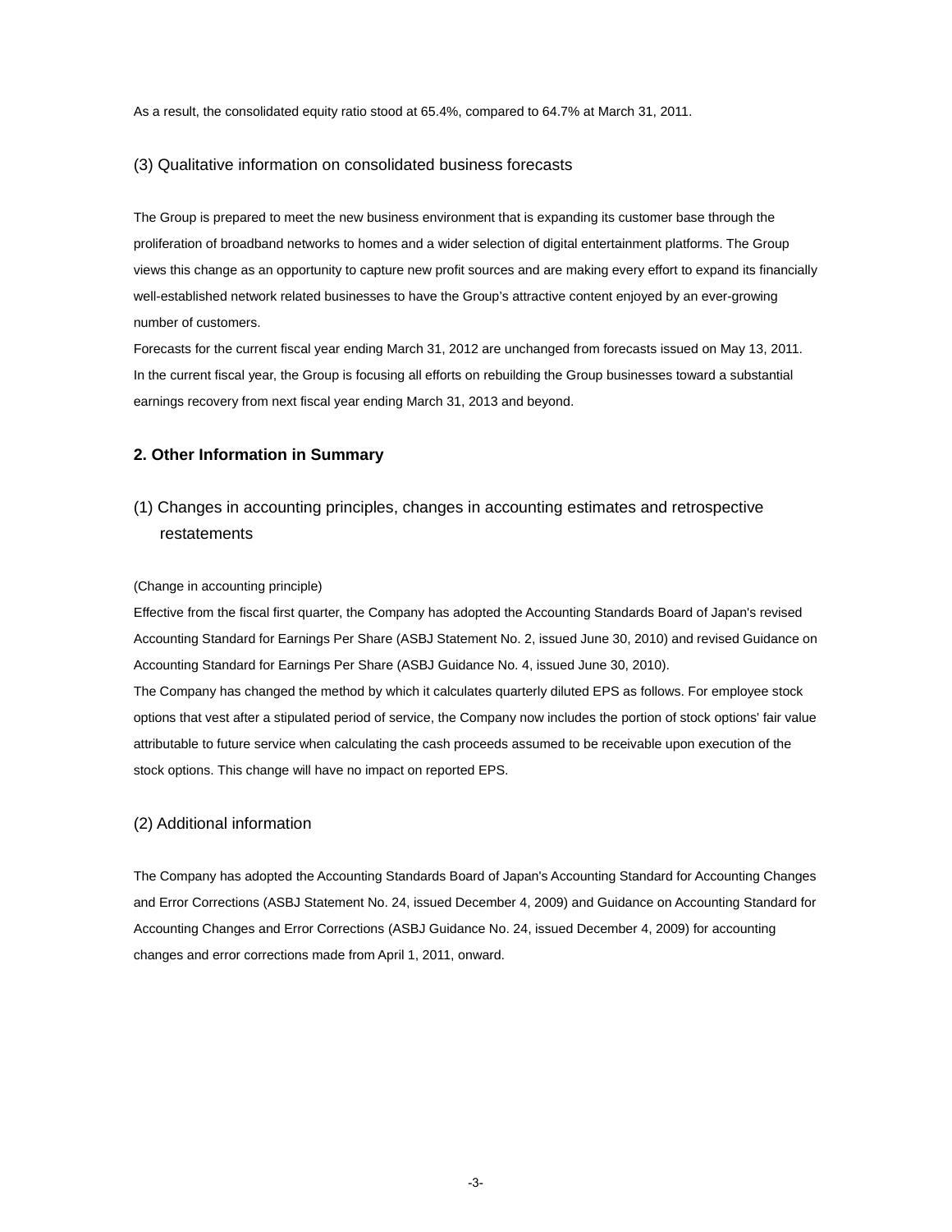As a result, the consolidated equity ratio stood at 65.4%, compared to 64.7% at March 31, 2011.

### (3) Qualitative information on consolidated business forecasts

The Group is prepared to meet the new business environment that is expanding its customer base through the proliferation of broadband networks to homes and a wider selection of digital entertainment platforms. The Group views this change as an opportunity to capture new profit sources and are making every effort to expand its financially well-established network related businesses to have the Group's attractive content enjoyed by an ever-growing number of customers.

Forecasts for the current fiscal year ending March 31, 2012 are unchanged from forecasts issued on May 13, 2011. In the current fiscal year, the Group is focusing all efforts on rebuilding the Group businesses toward a substantial earnings recovery from next fiscal year ending March 31, 2013 and beyond.

## 2. Other Information in Summary

### (1) Changes in accounting principles, changes in accounting estimates and retrospective restatements

(Change in accounting principle)

Effective from the fiscal first quarter, the Company has adopted the Accounting Standards Board of Japan's revised Accounting Standard for Earnings Per Share (ASBJ Statement No. 2, issued June 30, 2010) and revised Guidance on Accounting Standard for Earnings Per Share (ASBJ Guidance No. 4, issued June 30, 2010).

The Company has changed the method by which it calculates quarterly diluted EPS as follows. For employee stock options that vest after a stipulated period of service, the Company now includes the portion of stock options' fair value attributable to future service when calculating the cash proceeds assumed to be receivable upon execution of the stock options. This change will have no impact on reported EPS.

### (2) Additional information

The Company has adopted the Accounting Standards Board of Japan's Accounting Standard for Accounting Changes and Error Corrections (ASBJ Statement No. 24, issued December 4, 2009) and Guidance on Accounting Standard for Accounting Changes and Error Corrections (ASBJ Guidance No. 24, issued December 4, 2009) for accounting changes and error corrections made from April 1, 2011, onward.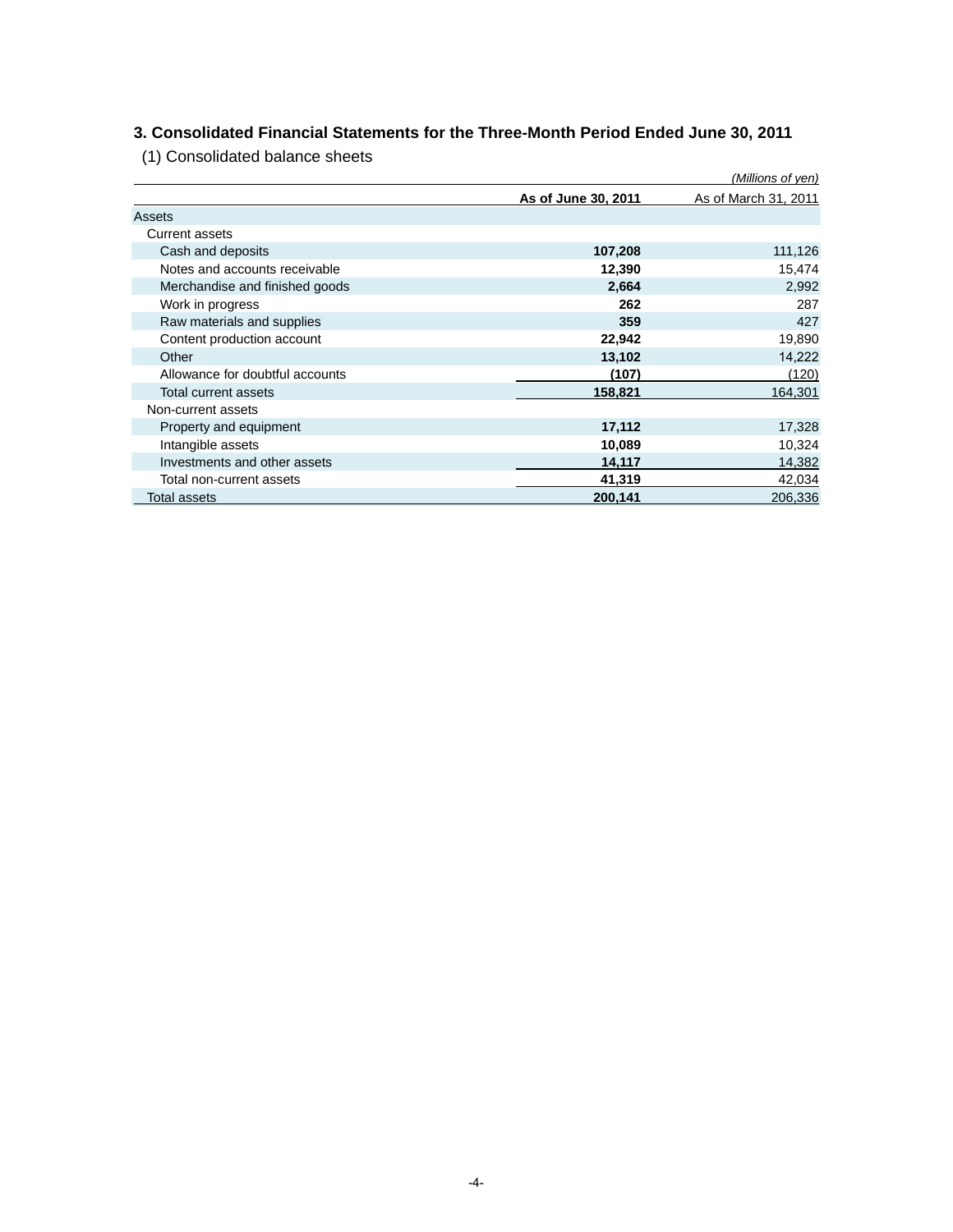## 3. Consolidated Financial Statements for the Three-Month Period Ended June 30, 2011

### (1) Consolidated balance sheets

*(Millions of yen)*

| | **As of June 30, 2011** | As of March 31, 2011 |
|---|---|---|
| Assets | | |
| Current assets | | |
| Cash and deposits | **107,208** | 111,126 |
| Notes and accounts receivable | **12,390** | 15,474 |
| Merchandise and finished goods | **2,664** | 2,992 |
| Work in progress | **262** | 287 |
| Raw materials and supplies | **359** | 427 |
| Content production account | **22,942** | 19,890 |
| Other | **13,102** | 14,222 |
| Allowance for doubtful accounts | **(107)** | (120) |
| Total current assets | **158,821** | 164,301 |
| Non-current assets | | |
| Property and equipment | **17,112** | 17,328 |
| Intangible assets | **10,089** | 10,324 |
| Investments and other assets | **14,117** | 14,382 |
| Total non-current assets | **41,319** | 42,034 |
| Total assets | **200,141** | 206,336 |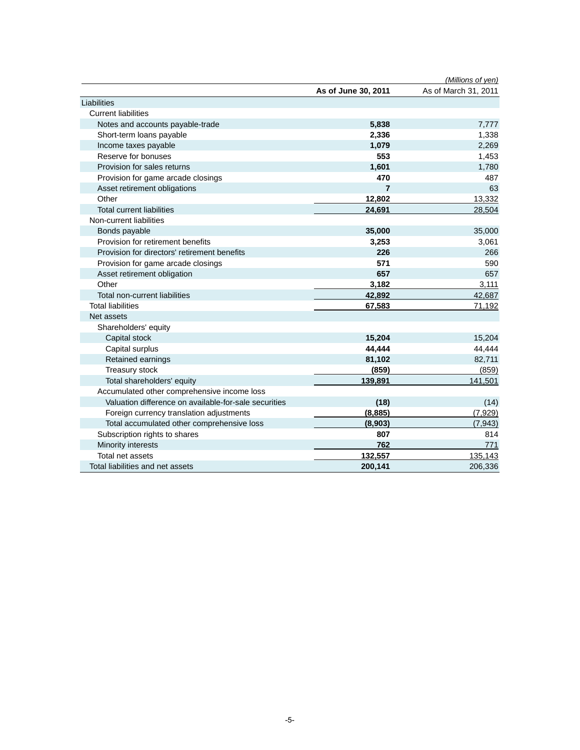*(Millions of yen)*

| | As of June 30, 2011 | As of March 31, 2011 |
|---|---|---|
| Liabilities | | |
| Current liabilities | | |
| Notes and accounts payable-trade | **5,838** | 7,777 |
| Short-term loans payable | **2,336** | 1,338 |
| Income taxes payable | **1,079** | 2,269 |
| Reserve for bonuses | **553** | 1,453 |
| Provision for sales returns | **1,601** | 1,780 |
| Provision for game arcade closings | **470** | 487 |
| Asset retirement obligations | **7** | 63 |
| Other | **12,802** | 13,332 |
| Total current liabilities | **24,691** | 28,504 |
| Non-current liabilities | | |
| Bonds payable | **35,000** | 35,000 |
| Provision for retirement benefits | **3,253** | 3,061 |
| Provision for directors' retirement benefits | **226** | 266 |
| Provision for game arcade closings | **571** | 590 |
| Asset retirement obligation | **657** | 657 |
| Other | **3,182** | 3,111 |
| Total non-current liabilities | **42,892** | 42,687 |
| Total liabilities | **67,583** | 71,192 |
| Net assets | | |
| Shareholders' equity | | |
| Capital stock | **15,204** | 15,204 |
| Capital surplus | **44,444** | 44,444 |
| Retained earnings | **81,102** | 82,711 |
| Treasury stock | **(859)** | (859) |
| Total shareholders' equity | **139,891** | 141,501 |
| Accumulated other comprehensive income loss | | |
| Valuation difference on available-for-sale securities | **(18)** | (14) |
| Foreign currency translation adjustments | **(8,885)** | (7,929) |
| Total accumulated other comprehensive loss | **(8,903)** | (7,943) |
| Subscription rights to shares | **807** | 814 |
| Minority interests | **762** | 771 |
| Total net assets | **132,557** | 135,143 |
| Total liabilities and net assets | **200,141** | 206,336 |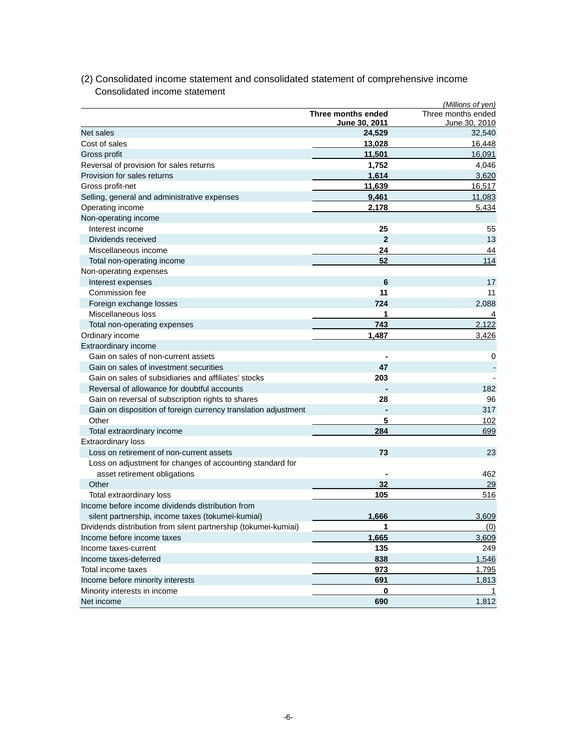(2) Consolidated income statement and consolidated statement of comprehensive income

Consolidated income statement

*(Millions of yen)*

| | **Three months ended June 30, 2011** | Three months ended June 30, 2010 |
|---|---|---|
| Net sales | **24,529** | 32,540 |
| Cost of sales | **13,028** | 16,448 |
| Gross profit | **11,501** | 16,091 |
| Reversal of provision for sales returns | **1,752** | 4,046 |
| Provision for sales returns | **1,614** | 3,620 |
| Gross profit-net | **11,639** | 16,517 |
| Selling, general and administrative expenses | **9,461** | 11,083 |
| Operating income | **2,178** | 5,434 |
| Non-operating income | | |
| Interest income | **25** | 55 |
| Dividends received | **2** | 13 |
| Miscellaneous income | **24** | 44 |
| Total non-operating income | **52** | 114 |
| Non-operating expenses | | |
| Interest expenses | **6** | 17 |
| Commission fee | **11** | 11 |
| Foreign exchange losses | **724** | 2,088 |
| Miscellaneous loss | **1** | 4 |
| Total non-operating expenses | **743** | 2,122 |
| Ordinary income | **1,487** | 3,426 |
| Extraordinary income | | |
| Gain on sales of non-current assets | **-** | 0 |
| Gain on sales of investment securities | **47** | - |
| Gain on sales of subsidiaries and affiliates' stocks | **203** | - |
| Reversal of allowance for doubtful accounts | **-** | 182 |
| Gain on reversal of subscription rights to shares | **28** | 96 |
| Gain on disposition of foreign currency translation adjustment | **-** | 317 |
| Other | **5** | 102 |
| Total extraordinary income | **284** | 699 |
| Extraordinary loss | | |
| Loss on retirement of non-current assets | **73** | 23 |
| Loss on adjustment for changes of accounting standard for asset retirement obligations | **-** | 462 |
| Other | **32** | 29 |
| Total extraordinary loss | **105** | 516 |
| Income before income dividends distribution from silent partnership, income taxes (tokumei-kumiai) | **1,666** | 3,609 |
| Dividends distribution from silent partnership (tokumei-kumiai) | **1** | (0) |
| Income before income taxes | **1,665** | 3,609 |
| Income taxes-current | **135** | 249 |
| Income taxes-deferred | **838** | 1,546 |
| Total income taxes | **973** | 1,795 |
| Income before minority interests | **691** | 1,813 |
| Minority interests in income | **0** | 1 |
| Net income | **690** | 1,812 |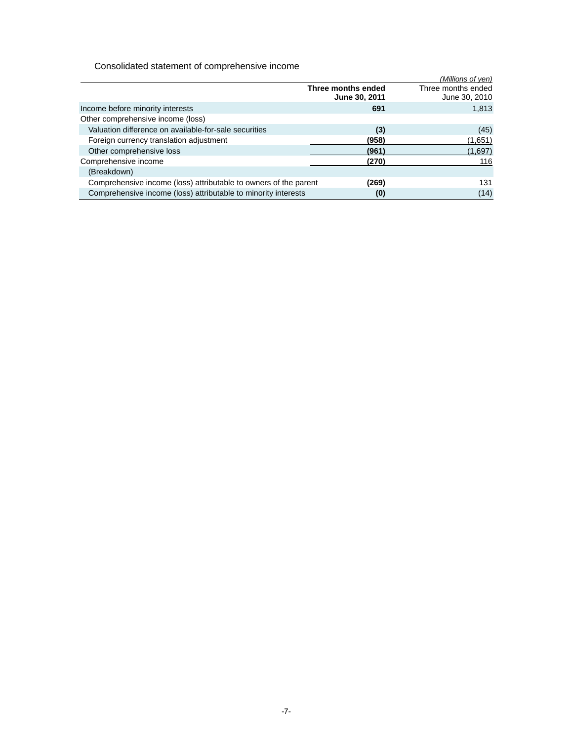Consolidated statement of comprehensive income

*(Millions of yen)*

| | **Three months ended June 30, 2011** | Three months ended June 30, 2010 |
|---|---|---|
| Income before minority interests | **691** | 1,813 |
| Other comprehensive income (loss) | | |
| Valuation difference on available-for-sale securities | **(3)** | (45) |
| Foreign currency translation adjustment | **(958)** | (1,651) |
| Other comprehensive loss | **(961)** | (1,697) |
| Comprehensive income | **(270)** | 116 |
| (Breakdown) | | |
| Comprehensive income (loss) attributable to owners of the parent | **(269)** | 131 |
| Comprehensive income (loss) attributable to minority interests | **(0)** | (14) |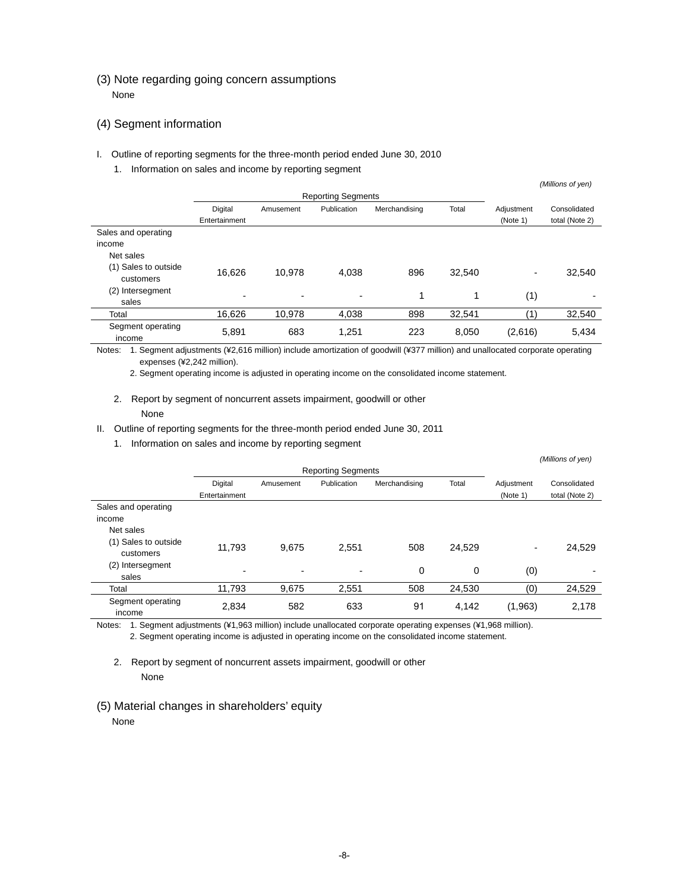### (3) Note regarding going concern assumptions

None

### (4) Segment information

I. Outline of reporting segments for the three-month period ended June 30, 2010

1. Information on sales and income by reporting segment

*(Millions of yen)*

| | Reporting Segments | | | | | | |
|---|---|---|---|---|---|---|---|
| | Digital Entertainment | Amusement | Publication | Merchandising | Total | Adjustment (Note 1) | Consolidated total (Note 2) |
| Sales and operating income | | | | | | | |
| Net sales | | | | | | | |
| (1) Sales to outside customers | 16,626 | 10,978 | 4,038 | 896 | 32,540 | - | 32,540 |
| (2) Intersegment sales | - | - | - | 1 | 1 | (1) | - |
| Total | 16,626 | 10,978 | 4,038 | 898 | 32,541 | (1) | 32,540 |
| Segment operating income | 5,891 | 683 | 1,251 | 223 | 8,050 | (2,616) | 5,434 |

Notes: 1. Segment adjustments (¥2,616 million) include amortization of goodwill (¥377 million) and unallocated corporate operating expenses (¥2,242 million).

2. Segment operating income is adjusted in operating income on the consolidated income statement.

2. Report by segment of noncurrent assets impairment, goodwill or other

None

II. Outline of reporting segments for the three-month period ended June 30, 2011

1. Information on sales and income by reporting segment

*(Millions of yen)*

| | Reporting Segments | | | | | | |
|---|---|---|---|---|---|---|---|
| | Digital Entertainment | Amusement | Publication | Merchandising | Total | Adjustment (Note 1) | Consolidated total (Note 2) |
| Sales and operating income | | | | | | | |
| Net sales | | | | | | | |
| (1) Sales to outside customers | 11,793 | 9,675 | 2,551 | 508 | 24,529 | - | 24,529 |
| (2) Intersegment sales | - | - | - | 0 | 0 | (0) | - |
| Total | 11,793 | 9,675 | 2,551 | 508 | 24,530 | (0) | 24,529 |
| Segment operating income | 2,834 | 582 | 633 | 91 | 4,142 | (1,963) | 2,178 |

Notes: 1. Segment adjustments (¥1,963 million) include unallocated corporate operating expenses (¥1,968 million).

2. Segment operating income is adjusted in operating income on the consolidated income statement.

2. Report by segment of noncurrent assets impairment, goodwill or other

None

### (5) Material changes in shareholders' equity

None